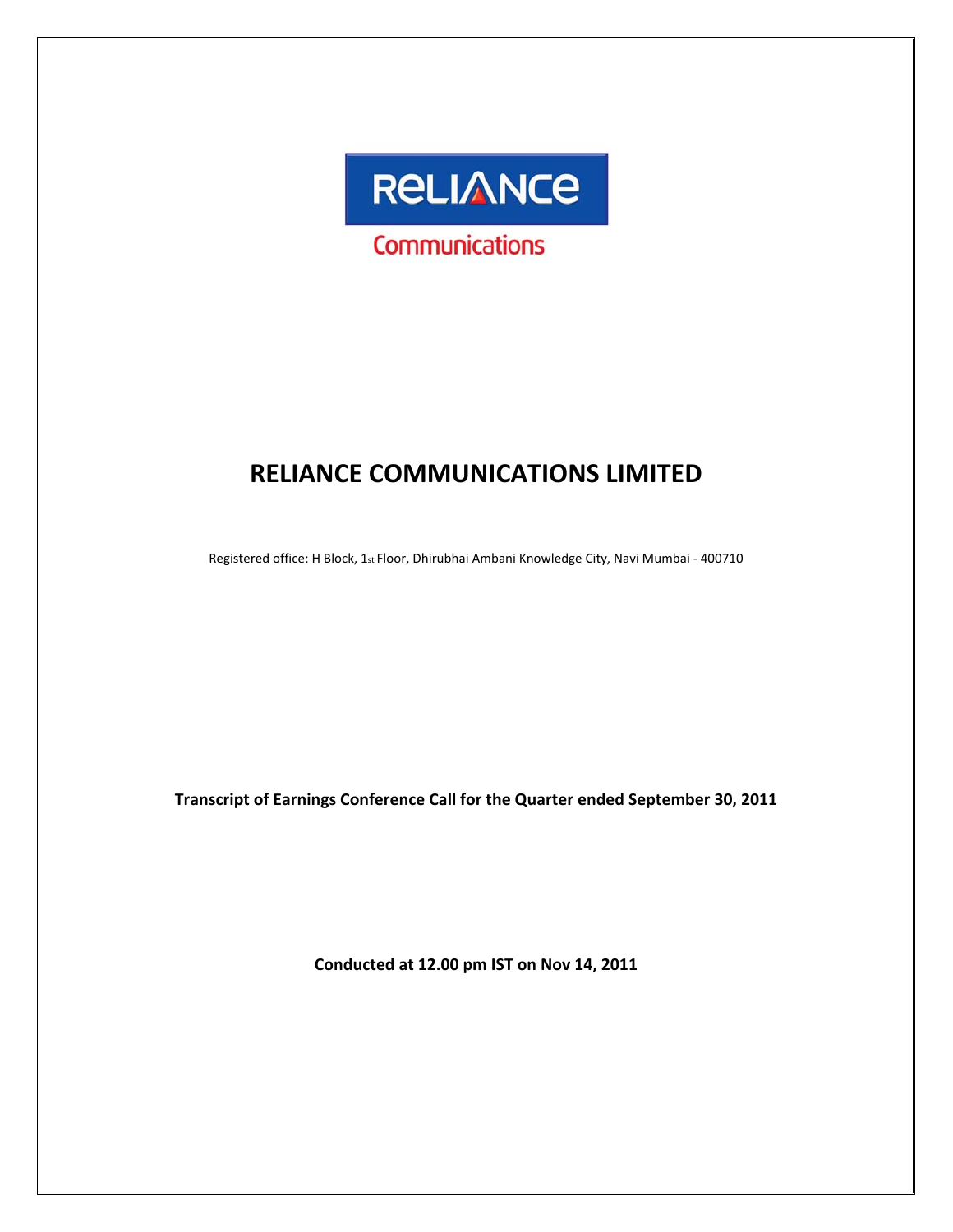RELIANCE

Communications

# RELIANCE COMMUNICATIONS LIMITED

Registered office: H Block, 1st Floor, Dhirubhai Ambani Knowledge City, Navi Mumbai - 400710

**Transcript of Earnings Conference Call for the Quarter ended September 30, 2011**

**Conducted at 12.00 pm IST on Nov 14, 2011**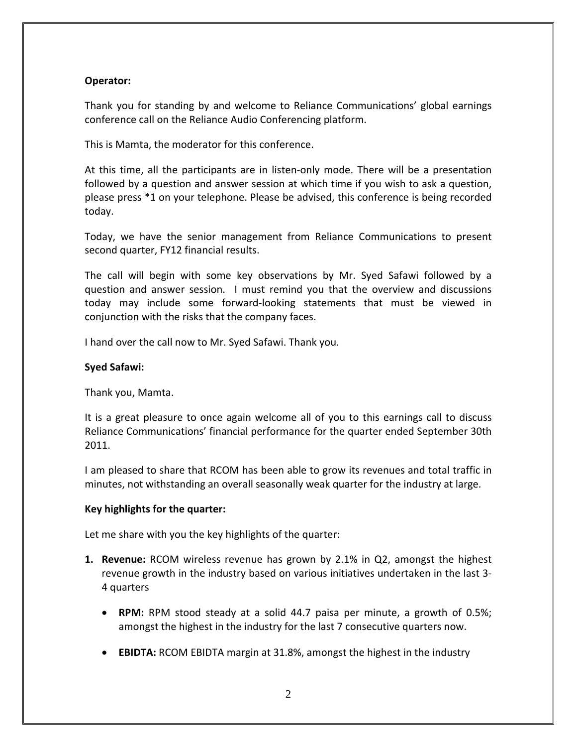**Operator:**

Thank you for standing by and welcome to Reliance Communications' global earnings conference call on the Reliance Audio Conferencing platform.

This is Mamta, the moderator for this conference.

At this time, all the participants are in listen-only mode. There will be a presentation followed by a question and answer session at which time if you wish to ask a question, please press *1 on your telephone. Please be advised, this conference is being recorded today.

Today, we have the senior management from Reliance Communications to present second quarter, FY12 financial results.

The call will begin with some key observations by Mr. Syed Safawi followed by a question and answer session. I must remind you that the overview and discussions today may include some forward-looking statements that must be viewed in conjunction with the risks that the company faces.

I hand over the call now to Mr. Syed Safawi. Thank you.

**Syed Safawi:**

Thank you, Mamta.

It is a great pleasure to once again welcome all of you to this earnings call to discuss Reliance Communications' financial performance for the quarter ended September 30th 2011.

I am pleased to share that RCOM has been able to grow its revenues and total traffic in minutes, not withstanding an overall seasonally weak quarter for the industry at large.

**Key highlights for the quarter:**

Let me share with you the key highlights of the quarter:

1. **Revenue:** RCOM wireless revenue has grown by 2.1% in Q2, amongst the highest revenue growth in the industry based on various initiatives undertaken in the last 3-4 quarters

   - **RPM:** RPM stood steady at a solid 44.7 paisa per minute, a growth of 0.5%; amongst the highest in the industry for the last 7 consecutive quarters now.

   - **EBIDTA:** RCOM EBIDTA margin at 31.8%, amongst the highest in the industry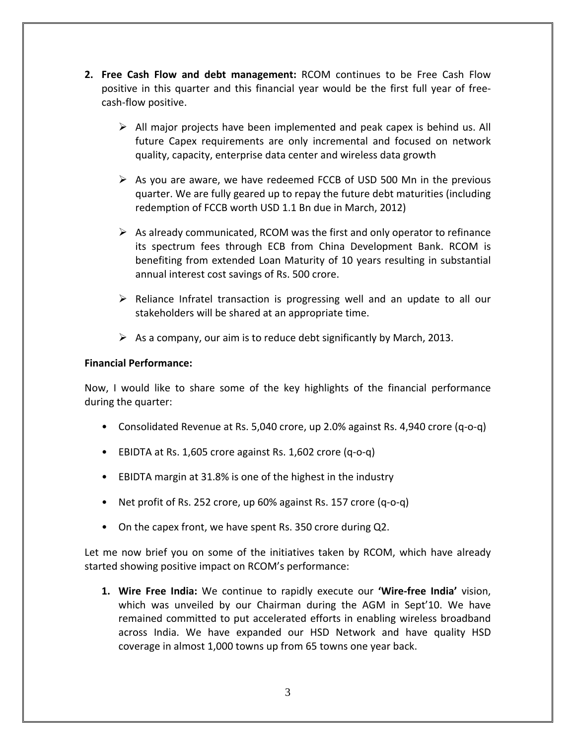2. **Free Cash Flow and debt management:** RCOM continues to be Free Cash Flow positive in this quarter and this financial year would be the first full year of free-cash-flow positive.

   - All major projects have been implemented and peak capex is behind us. All future Capex requirements are only incremental and focused on network quality, capacity, enterprise data center and wireless data growth
   - As you are aware, we have redeemed FCCB of USD 500 Mn in the previous quarter. We are fully geared up to repay the future debt maturities (including redemption of FCCB worth USD 1.1 Bn due in March, 2012)
   - As already communicated, RCOM was the first and only operator to refinance its spectrum fees through ECB from China Development Bank. RCOM is benefiting from extended Loan Maturity of 10 years resulting in substantial annual interest cost savings of Rs. 500 crore.
   - Reliance Infratel transaction is progressing well and an update to all our stakeholders will be shared at an appropriate time.
   - As a company, our aim is to reduce debt significantly by March, 2013.

**Financial Performance:**

Now, I would like to share some of the key highlights of the financial performance during the quarter:

- Consolidated Revenue at Rs. 5,040 crore, up 2.0% against Rs. 4,940 crore (q-o-q)
- EBIDTA at Rs. 1,605 crore against Rs. 1,602 crore (q-o-q)
- EBIDTA margin at 31.8% is one of the highest in the industry
- Net profit of Rs. 252 crore, up 60% against Rs. 157 crore (q-o-q)
- On the capex front, we have spent Rs. 350 crore during Q2.

Let me now brief you on some of the initiatives taken by RCOM, which have already started showing positive impact on RCOM's performance:

1. **Wire Free India:** We continue to rapidly execute our **'Wire-free India'** vision, which was unveiled by our Chairman during the AGM in Sept'10. We have remained committed to put accelerated efforts in enabling wireless broadband across India. We have expanded our HSD Network and have quality HSD coverage in almost 1,000 towns up from 65 towns one year back.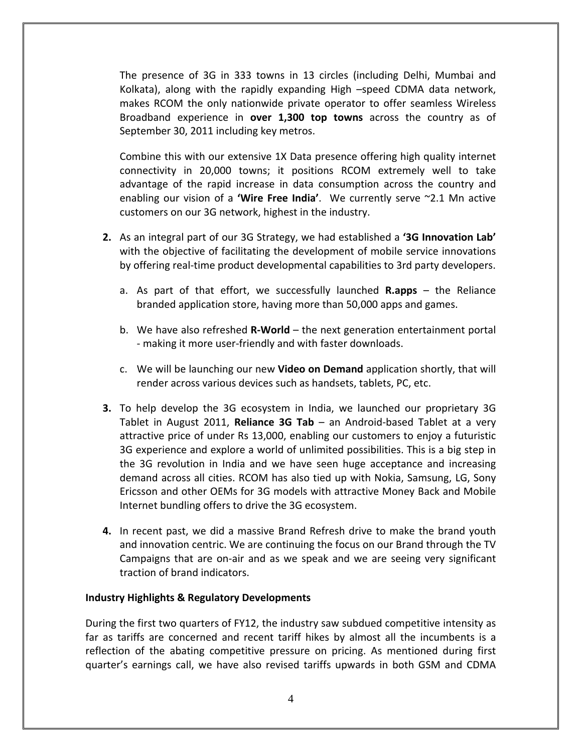The presence of 3G in 333 towns in 13 circles (including Delhi, Mumbai and Kolkata), along with the rapidly expanding High –speed CDMA data network, makes RCOM the only nationwide private operator to offer seamless Wireless Broadband experience in **over 1,300 top towns** across the country as of September 30, 2011 including key metros.

Combine this with our extensive 1X Data presence offering high quality internet connectivity in 20,000 towns; it positions RCOM extremely well to take advantage of the rapid increase in data consumption across the country and enabling our vision of a **'Wire Free India'**. We currently serve ~2.1 Mn active customers on our 3G network, highest in the industry.

2. As an integral part of our 3G Strategy, we had established a **'3G Innovation Lab'** with the objective of facilitating the development of mobile service innovations by offering real-time product developmental capabilities to 3rd party developers.

   a. As part of that effort, we successfully launched **R.apps** – the Reliance branded application store, having more than 50,000 apps and games.

   b. We have also refreshed **R-World** – the next generation entertainment portal - making it more user-friendly and with faster downloads.

   c. We will be launching our new **Video on Demand** application shortly, that will render across various devices such as handsets, tablets, PC, etc.

3. To help develop the 3G ecosystem in India, we launched our proprietary 3G Tablet in August 2011, **Reliance 3G Tab** – an Android-based Tablet at a very attractive price of under Rs 13,000, enabling our customers to enjoy a futuristic 3G experience and explore a world of unlimited possibilities. This is a big step in the 3G revolution in India and we have seen huge acceptance and increasing demand across all cities. RCOM has also tied up with Nokia, Samsung, LG, Sony Ericsson and other OEMs for 3G models with attractive Money Back and Mobile Internet bundling offers to drive the 3G ecosystem.

4. In recent past, we did a massive Brand Refresh drive to make the brand youth and innovation centric. We are continuing the focus on our Brand through the TV Campaigns that are on-air and as we speak and we are seeing very significant traction of brand indicators.

**Industry Highlights & Regulatory Developments**

During the first two quarters of FY12, the industry saw subdued competitive intensity as far as tariffs are concerned and recent tariff hikes by almost all the incumbents is a reflection of the abating competitive pressure on pricing. As mentioned during first quarter's earnings call, we have also revised tariffs upwards in both GSM and CDMA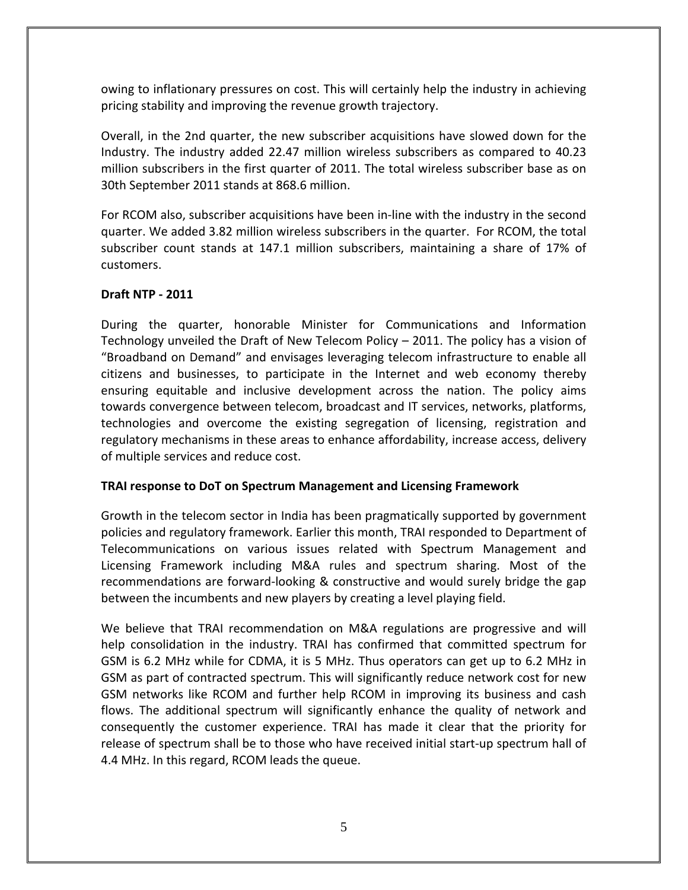owing to inflationary pressures on cost. This will certainly help the industry in achieving pricing stability and improving the revenue growth trajectory.

Overall, in the 2nd quarter, the new subscriber acquisitions have slowed down for the Industry. The industry added 22.47 million wireless subscribers as compared to 40.23 million subscribers in the first quarter of 2011. The total wireless subscriber base as on 30th September 2011 stands at 868.6 million.

For RCOM also, subscriber acquisitions have been in-line with the industry in the second quarter. We added 3.82 million wireless subscribers in the quarter. For RCOM, the total subscriber count stands at 147.1 million subscribers, maintaining a share of 17% of customers.

**Draft NTP - 2011**

During the quarter, honorable Minister for Communications and Information Technology unveiled the Draft of New Telecom Policy – 2011. The policy has a vision of "Broadband on Demand" and envisages leveraging telecom infrastructure to enable all citizens and businesses, to participate in the Internet and web economy thereby ensuring equitable and inclusive development across the nation. The policy aims towards convergence between telecom, broadcast and IT services, networks, platforms, technologies and overcome the existing segregation of licensing, registration and regulatory mechanisms in these areas to enhance affordability, increase access, delivery of multiple services and reduce cost.

**TRAI response to DoT on Spectrum Management and Licensing Framework**

Growth in the telecom sector in India has been pragmatically supported by government policies and regulatory framework. Earlier this month, TRAI responded to Department of Telecommunications on various issues related with Spectrum Management and Licensing Framework including M&A rules and spectrum sharing. Most of the recommendations are forward-looking & constructive and would surely bridge the gap between the incumbents and new players by creating a level playing field.

We believe that TRAI recommendation on M&A regulations are progressive and will help consolidation in the industry. TRAI has confirmed that committed spectrum for GSM is 6.2 MHz while for CDMA, it is 5 MHz. Thus operators can get up to 6.2 MHz in GSM as part of contracted spectrum. This will significantly reduce network cost for new GSM networks like RCOM and further help RCOM in improving its business and cash flows. The additional spectrum will significantly enhance the quality of network and consequently the customer experience. TRAI has made it clear that the priority for release of spectrum shall be to those who have received initial start-up spectrum hall of 4.4 MHz. In this regard, RCOM leads the queue.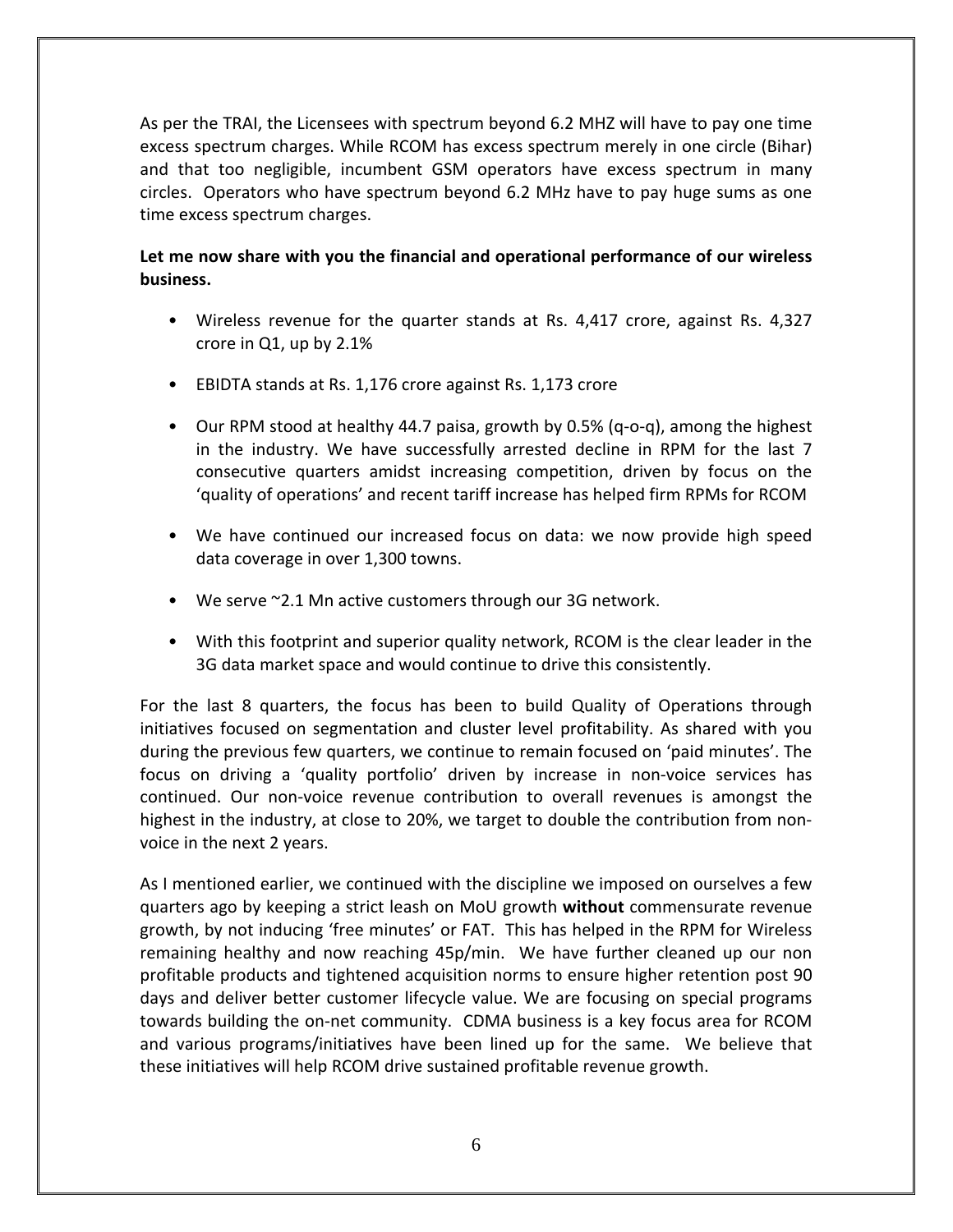As per the TRAI, the Licensees with spectrum beyond 6.2 MHZ will have to pay one time excess spectrum charges. While RCOM has excess spectrum merely in one circle (Bihar) and that too negligible, incumbent GSM operators have excess spectrum in many circles. Operators who have spectrum beyond 6.2 MHz have to pay huge sums as one time excess spectrum charges.

**Let me now share with you the financial and operational performance of our wireless business.**

- Wireless revenue for the quarter stands at Rs. 4,417 crore, against Rs. 4,327 crore in Q1, up by 2.1%
- EBIDTA stands at Rs. 1,176 crore against Rs. 1,173 crore
- Our RPM stood at healthy 44.7 paisa, growth by 0.5% (q-o-q), among the highest in the industry. We have successfully arrested decline in RPM for the last 7 consecutive quarters amidst increasing competition, driven by focus on the 'quality of operations' and recent tariff increase has helped firm RPMs for RCOM
- We have continued our increased focus on data: we now provide high speed data coverage in over 1,300 towns.
- We serve ~2.1 Mn active customers through our 3G network.
- With this footprint and superior quality network, RCOM is the clear leader in the 3G data market space and would continue to drive this consistently.

For the last 8 quarters, the focus has been to build Quality of Operations through initiatives focused on segmentation and cluster level profitability. As shared with you during the previous few quarters, we continue to remain focused on 'paid minutes'. The focus on driving a 'quality portfolio' driven by increase in non-voice services has continued. Our non-voice revenue contribution to overall revenues is amongst the highest in the industry, at close to 20%, we target to double the contribution from non-voice in the next 2 years.

As I mentioned earlier, we continued with the discipline we imposed on ourselves a few quarters ago by keeping a strict leash on MoU growth **without** commensurate revenue growth, by not inducing 'free minutes' or FAT. This has helped in the RPM for Wireless remaining healthy and now reaching 45p/min. We have further cleaned up our non profitable products and tightened acquisition norms to ensure higher retention post 90 days and deliver better customer lifecycle value. We are focusing on special programs towards building the on-net community. CDMA business is a key focus area for RCOM and various programs/initiatives have been lined up for the same. We believe that these initiatives will help RCOM drive sustained profitable revenue growth.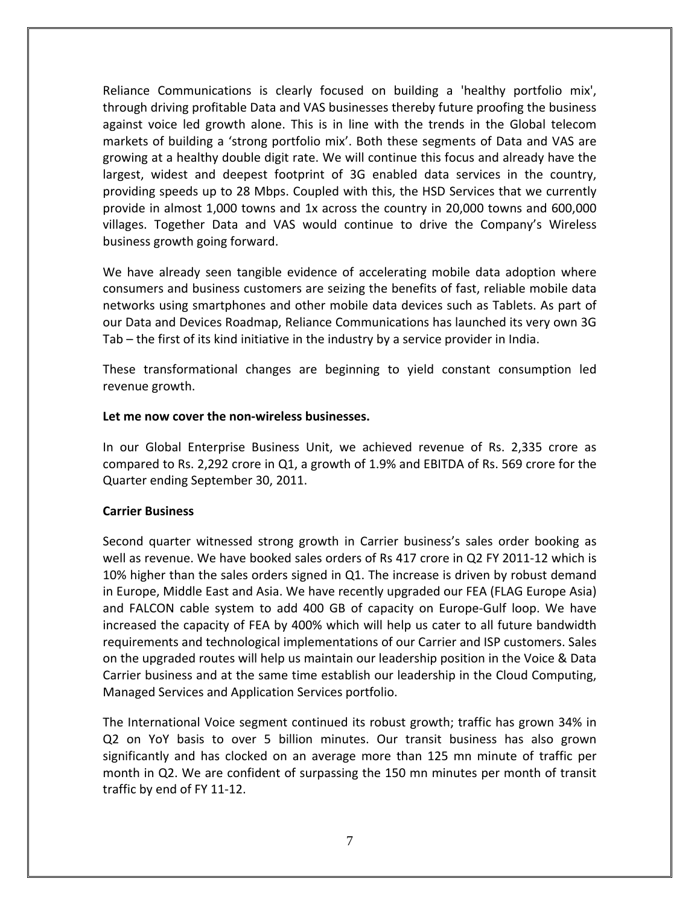Reliance Communications is clearly focused on building a 'healthy portfolio mix', through driving profitable Data and VAS businesses thereby future proofing the business against voice led growth alone. This is in line with the trends in the Global telecom markets of building a 'strong portfolio mix'. Both these segments of Data and VAS are growing at a healthy double digit rate. We will continue this focus and already have the largest, widest and deepest footprint of 3G enabled data services in the country, providing speeds up to 28 Mbps. Coupled with this, the HSD Services that we currently provide in almost 1,000 towns and 1x across the country in 20,000 towns and 600,000 villages. Together Data and VAS would continue to drive the Company's Wireless business growth going forward.

We have already seen tangible evidence of accelerating mobile data adoption where consumers and business customers are seizing the benefits of fast, reliable mobile data networks using smartphones and other mobile data devices such as Tablets. As part of our Data and Devices Roadmap, Reliance Communications has launched its very own 3G Tab – the first of its kind initiative in the industry by a service provider in India.

These transformational changes are beginning to yield constant consumption led revenue growth.

**Let me now cover the non-wireless businesses.**

In our Global Enterprise Business Unit, we achieved revenue of Rs. 2,335 crore as compared to Rs. 2,292 crore in Q1, a growth of 1.9% and EBITDA of Rs. 569 crore for the Quarter ending September 30, 2011.

**Carrier Business**

Second quarter witnessed strong growth in Carrier business's sales order booking as well as revenue. We have booked sales orders of Rs 417 crore in Q2 FY 2011-12 which is 10% higher than the sales orders signed in Q1. The increase is driven by robust demand in Europe, Middle East and Asia. We have recently upgraded our FEA (FLAG Europe Asia) and FALCON cable system to add 400 GB of capacity on Europe-Gulf loop. We have increased the capacity of FEA by 400% which will help us cater to all future bandwidth requirements and technological implementations of our Carrier and ISP customers. Sales on the upgraded routes will help us maintain our leadership position in the Voice & Data Carrier business and at the same time establish our leadership in the Cloud Computing, Managed Services and Application Services portfolio.

The International Voice segment continued its robust growth; traffic has grown 34% in Q2 on YoY basis to over 5 billion minutes. Our transit business has also grown significantly and has clocked on an average more than 125 mn minute of traffic per month in Q2. We are confident of surpassing the 150 mn minutes per month of transit traffic by end of FY 11-12.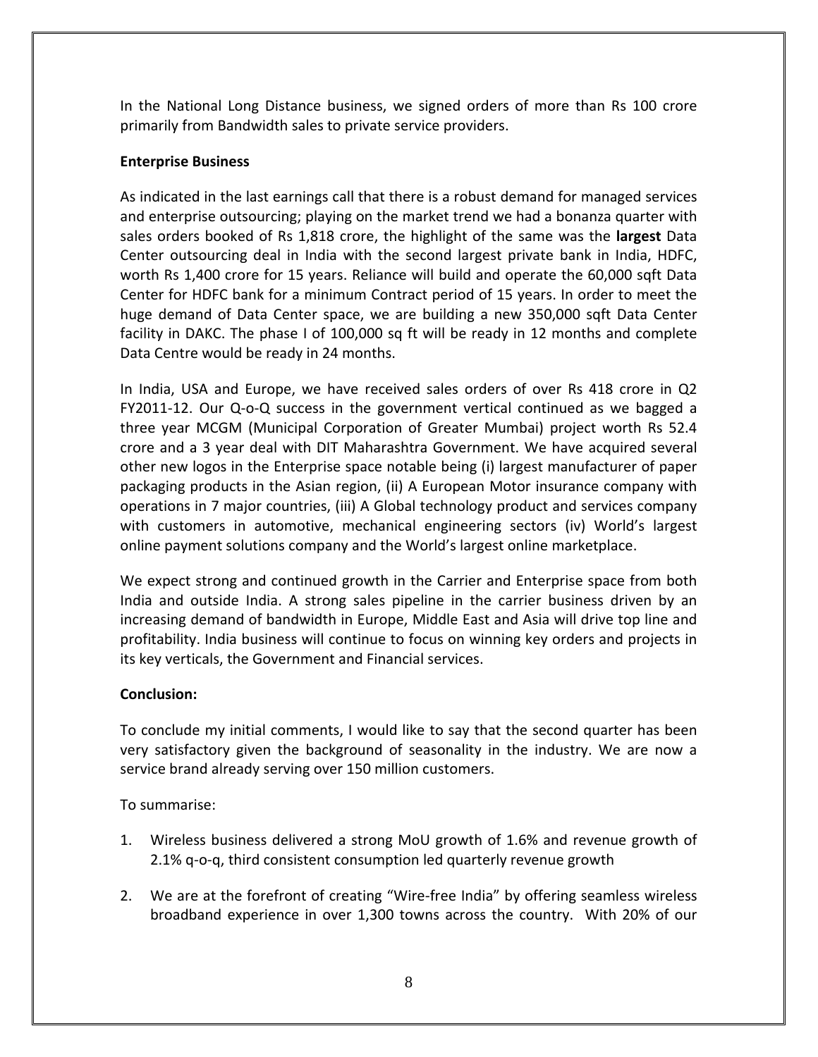In the National Long Distance business, we signed orders of more than Rs 100 crore primarily from Bandwidth sales to private service providers.

**Enterprise Business**

As indicated in the last earnings call that there is a robust demand for managed services and enterprise outsourcing; playing on the market trend we had a bonanza quarter with sales orders booked of Rs 1,818 crore, the highlight of the same was the **largest** Data Center outsourcing deal in India with the second largest private bank in India, HDFC, worth Rs 1,400 crore for 15 years. Reliance will build and operate the 60,000 sqft Data Center for HDFC bank for a minimum Contract period of 15 years. In order to meet the huge demand of Data Center space, we are building a new 350,000 sqft Data Center facility in DAKC. The phase I of 100,000 sq ft will be ready in 12 months and complete Data Centre would be ready in 24 months.

In India, USA and Europe, we have received sales orders of over Rs 418 crore in Q2 FY2011-12. Our Q-o-Q success in the government vertical continued as we bagged a three year MCGM (Municipal Corporation of Greater Mumbai) project worth Rs 52.4 crore and a 3 year deal with DIT Maharashtra Government. We have acquired several other new logos in the Enterprise space notable being (i) largest manufacturer of paper packaging products in the Asian region, (ii) A European Motor insurance company with operations in 7 major countries, (iii) A Global technology product and services company with customers in automotive, mechanical engineering sectors (iv) World's largest online payment solutions company and the World's largest online marketplace.

We expect strong and continued growth in the Carrier and Enterprise space from both India and outside India. A strong sales pipeline in the carrier business driven by an increasing demand of bandwidth in Europe, Middle East and Asia will drive top line and profitability. India business will continue to focus on winning key orders and projects in its key verticals, the Government and Financial services.

**Conclusion:**

To conclude my initial comments, I would like to say that the second quarter has been very satisfactory given the background of seasonality in the industry. We are now a service brand already serving over 150 million customers.

To summarise:

1. Wireless business delivered a strong MoU growth of 1.6% and revenue growth of 2.1% q-o-q, third consistent consumption led quarterly revenue growth

2. We are at the forefront of creating "Wire-free India" by offering seamless wireless broadband experience in over 1,300 towns across the country. With 20% of our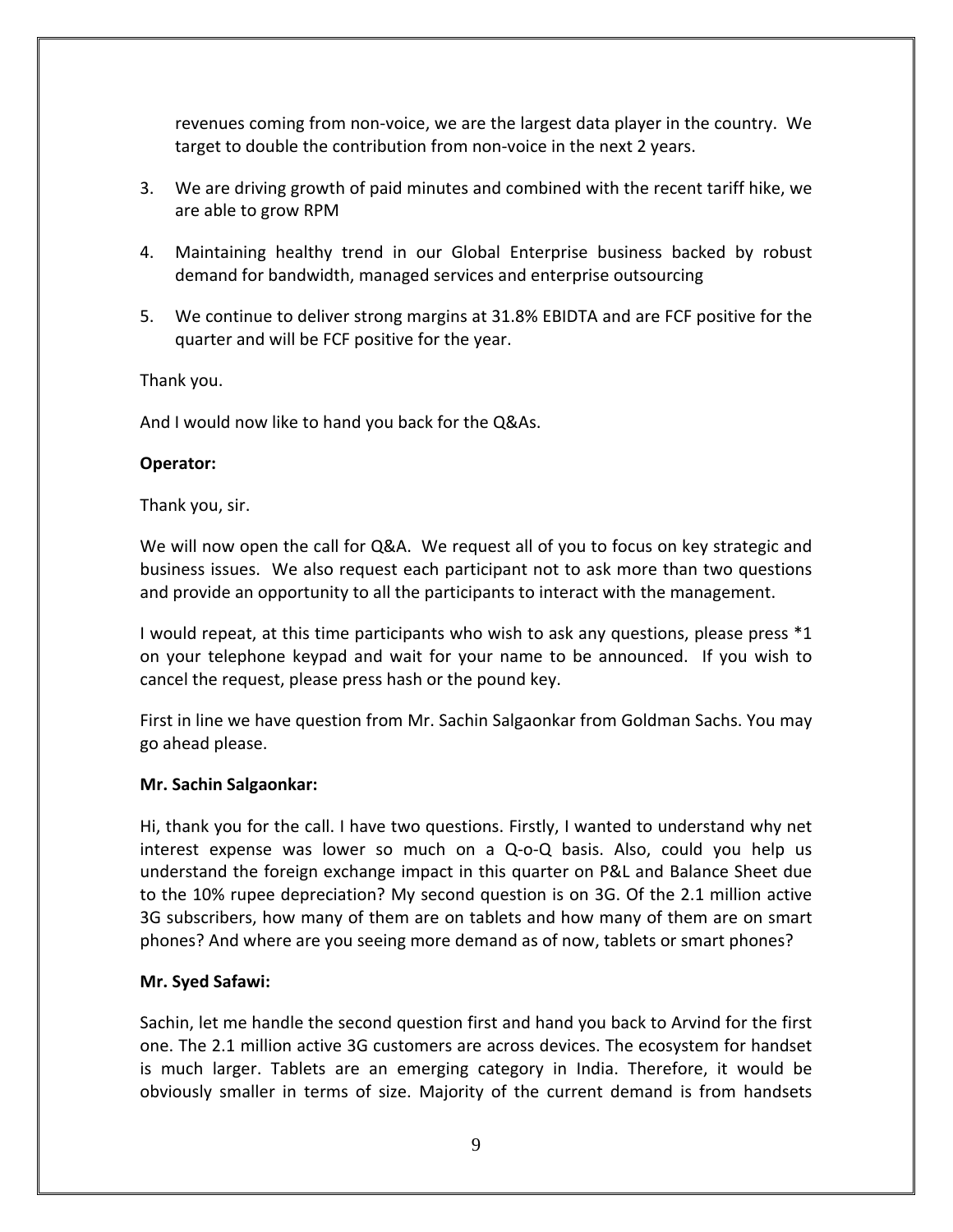revenues coming from non-voice, we are the largest data player in the country. We target to double the contribution from non-voice in the next 2 years.

3. We are driving growth of paid minutes and combined with the recent tariff hike, we are able to grow RPM
4. Maintaining healthy trend in our Global Enterprise business backed by robust demand for bandwidth, managed services and enterprise outsourcing
5. We continue to deliver strong margins at 31.8% EBIDTA and are FCF positive for the quarter and will be FCF positive for the year.

Thank you.

And I would now like to hand you back for the Q&As.

**Operator:**

Thank you, sir.

We will now open the call for Q&A. We request all of you to focus on key strategic and business issues. We also request each participant not to ask more than two questions and provide an opportunity to all the participants to interact with the management.

I would repeat, at this time participants who wish to ask any questions, please press *1 on your telephone keypad and wait for your name to be announced. If you wish to cancel the request, please press hash or the pound key.

First in line we have question from Mr. Sachin Salgaonkar from Goldman Sachs. You may go ahead please.

**Mr. Sachin Salgaonkar:**

Hi, thank you for the call. I have two questions. Firstly, I wanted to understand why net interest expense was lower so much on a Q-o-Q basis. Also, could you help us understand the foreign exchange impact in this quarter on P&L and Balance Sheet due to the 10% rupee depreciation? My second question is on 3G. Of the 2.1 million active 3G subscribers, how many of them are on tablets and how many of them are on smart phones? And where are you seeing more demand as of now, tablets or smart phones?

**Mr. Syed Safawi:**

Sachin, let me handle the second question first and hand you back to Arvind for the first one. The 2.1 million active 3G customers are across devices. The ecosystem for handset is much larger. Tablets are an emerging category in India. Therefore, it would be obviously smaller in terms of size. Majority of the current demand is from handsets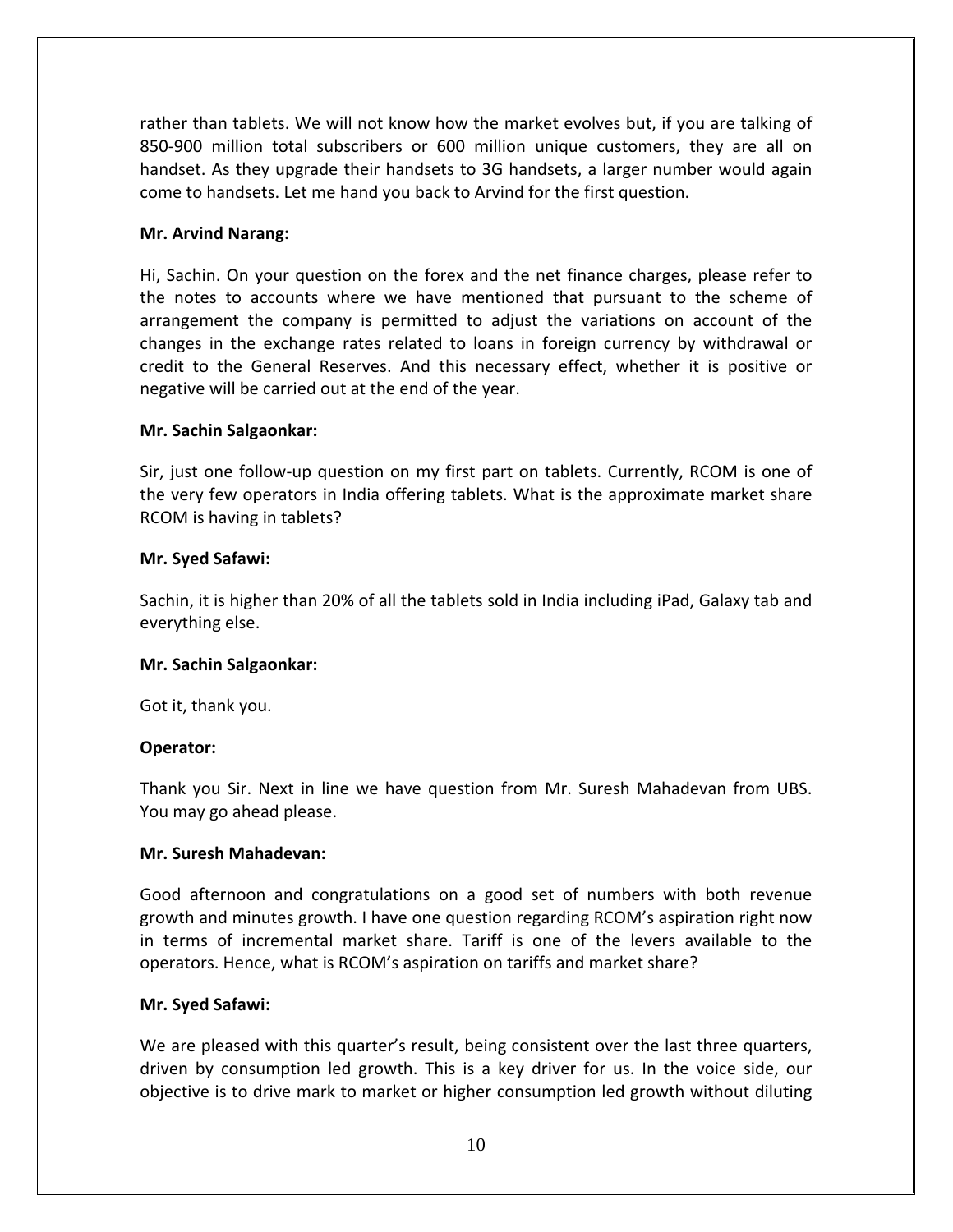rather than tablets. We will not know how the market evolves but, if you are talking of 850-900 million total subscribers or 600 million unique customers, they are all on handset. As they upgrade their handsets to 3G handsets, a larger number would again come to handsets. Let me hand you back to Arvind for the first question.

**Mr. Arvind Narang:**

Hi, Sachin. On your question on the forex and the net finance charges, please refer to the notes to accounts where we have mentioned that pursuant to the scheme of arrangement the company is permitted to adjust the variations on account of the changes in the exchange rates related to loans in foreign currency by withdrawal or credit to the General Reserves. And this necessary effect, whether it is positive or negative will be carried out at the end of the year.

**Mr. Sachin Salgaonkar:**

Sir, just one follow-up question on my first part on tablets. Currently, RCOM is one of the very few operators in India offering tablets. What is the approximate market share RCOM is having in tablets?

**Mr. Syed Safawi:**

Sachin, it is higher than 20% of all the tablets sold in India including iPad, Galaxy tab and everything else.

**Mr. Sachin Salgaonkar:**

Got it, thank you.

**Operator:**

Thank you Sir. Next in line we have question from Mr. Suresh Mahadevan from UBS. You may go ahead please.

**Mr. Suresh Mahadevan:**

Good afternoon and congratulations on a good set of numbers with both revenue growth and minutes growth. I have one question regarding RCOM's aspiration right now in terms of incremental market share. Tariff is one of the levers available to the operators. Hence, what is RCOM's aspiration on tariffs and market share?

**Mr. Syed Safawi:**

We are pleased with this quarter's result, being consistent over the last three quarters, driven by consumption led growth. This is a key driver for us. In the voice side, our objective is to drive mark to market or higher consumption led growth without diluting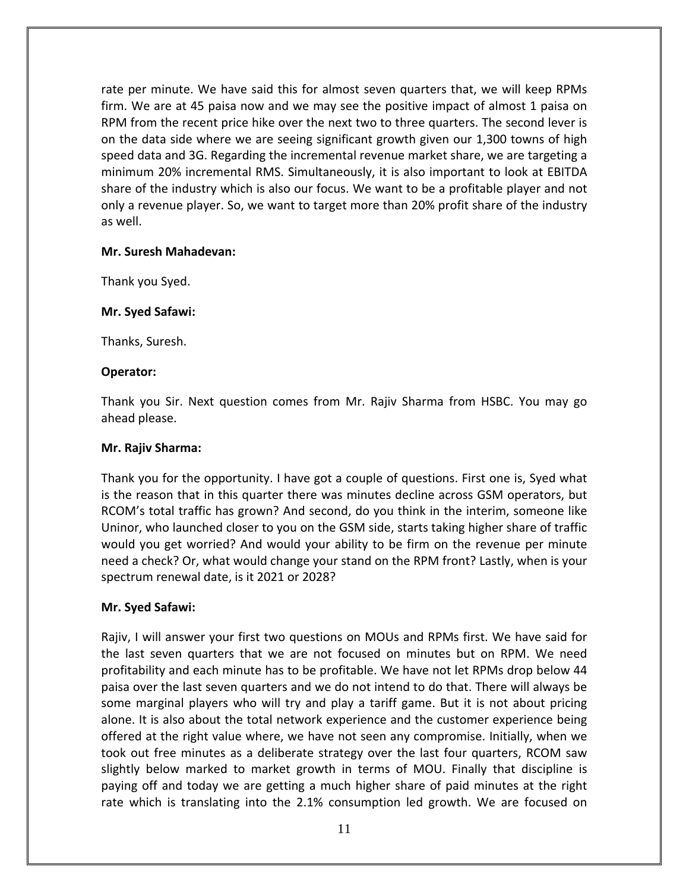rate per minute. We have said this for almost seven quarters that, we will keep RPMs firm. We are at 45 paisa now and we may see the positive impact of almost 1 paisa on RPM from the recent price hike over the next two to three quarters. The second lever is on the data side where we are seeing significant growth given our 1,300 towns of high speed data and 3G. Regarding the incremental revenue market share, we are targeting a minimum 20% incremental RMS. Simultaneously, it is also important to look at EBITDA share of the industry which is also our focus. We want to be a profitable player and not only a revenue player. So, we want to target more than 20% profit share of the industry as well.

**Mr. Suresh Mahadevan:**

Thank you Syed.

**Mr. Syed Safawi:**

Thanks, Suresh.

**Operator:**

Thank you Sir. Next question comes from Mr. Rajiv Sharma from HSBC. You may go ahead please.

**Mr. Rajiv Sharma:**

Thank you for the opportunity. I have got a couple of questions. First one is, Syed what is the reason that in this quarter there was minutes decline across GSM operators, but RCOM's total traffic has grown? And second, do you think in the interim, someone like Uninor, who launched closer to you on the GSM side, starts taking higher share of traffic would you get worried? And would your ability to be firm on the revenue per minute need a check? Or, what would change your stand on the RPM front? Lastly, when is your spectrum renewal date, is it 2021 or 2028?

**Mr. Syed Safawi:**

Rajiv, I will answer your first two questions on MOUs and RPMs first. We have said for the last seven quarters that we are not focused on minutes but on RPM. We need profitability and each minute has to be profitable. We have not let RPMs drop below 44 paisa over the last seven quarters and we do not intend to do that. There will always be some marginal players who will try and play a tariff game. But it is not about pricing alone. It is also about the total network experience and the customer experience being offered at the right value where, we have not seen any compromise. Initially, when we took out free minutes as a deliberate strategy over the last four quarters, RCOM saw slightly below marked to market growth in terms of MOU. Finally that discipline is paying off and today we are getting a much higher share of paid minutes at the right rate which is translating into the 2.1% consumption led growth. We are focused on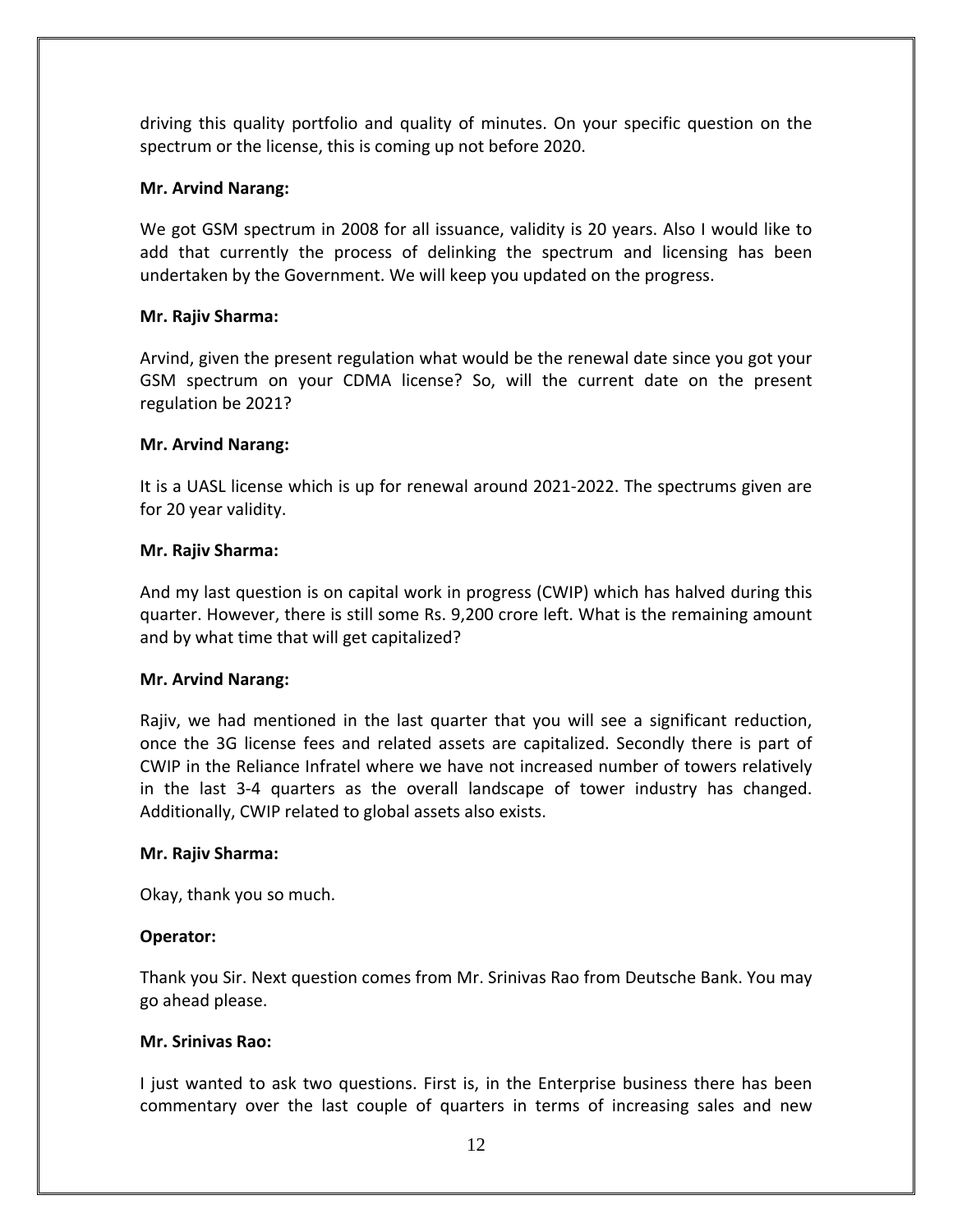driving this quality portfolio and quality of minutes. On your specific question on the spectrum or the license, this is coming up not before 2020.

**Mr. Arvind Narang:**

We got GSM spectrum in 2008 for all issuance, validity is 20 years. Also I would like to add that currently the process of delinking the spectrum and licensing has been undertaken by the Government. We will keep you updated on the progress.

**Mr. Rajiv Sharma:**

Arvind, given the present regulation what would be the renewal date since you got your GSM spectrum on your CDMA license? So, will the current date on the present regulation be 2021?

**Mr. Arvind Narang:**

It is a UASL license which is up for renewal around 2021-2022. The spectrums given are for 20 year validity.

**Mr. Rajiv Sharma:**

And my last question is on capital work in progress (CWIP) which has halved during this quarter. However, there is still some Rs. 9,200 crore left. What is the remaining amount and by what time that will get capitalized?

**Mr. Arvind Narang:**

Rajiv, we had mentioned in the last quarter that you will see a significant reduction, once the 3G license fees and related assets are capitalized. Secondly there is part of CWIP in the Reliance Infratel where we have not increased number of towers relatively in the last 3-4 quarters as the overall landscape of tower industry has changed. Additionally, CWIP related to global assets also exists.

**Mr. Rajiv Sharma:**

Okay, thank you so much.

**Operator:**

Thank you Sir. Next question comes from Mr. Srinivas Rao from Deutsche Bank. You may go ahead please.

**Mr. Srinivas Rao:**

I just wanted to ask two questions. First is, in the Enterprise business there has been commentary over the last couple of quarters in terms of increasing sales and new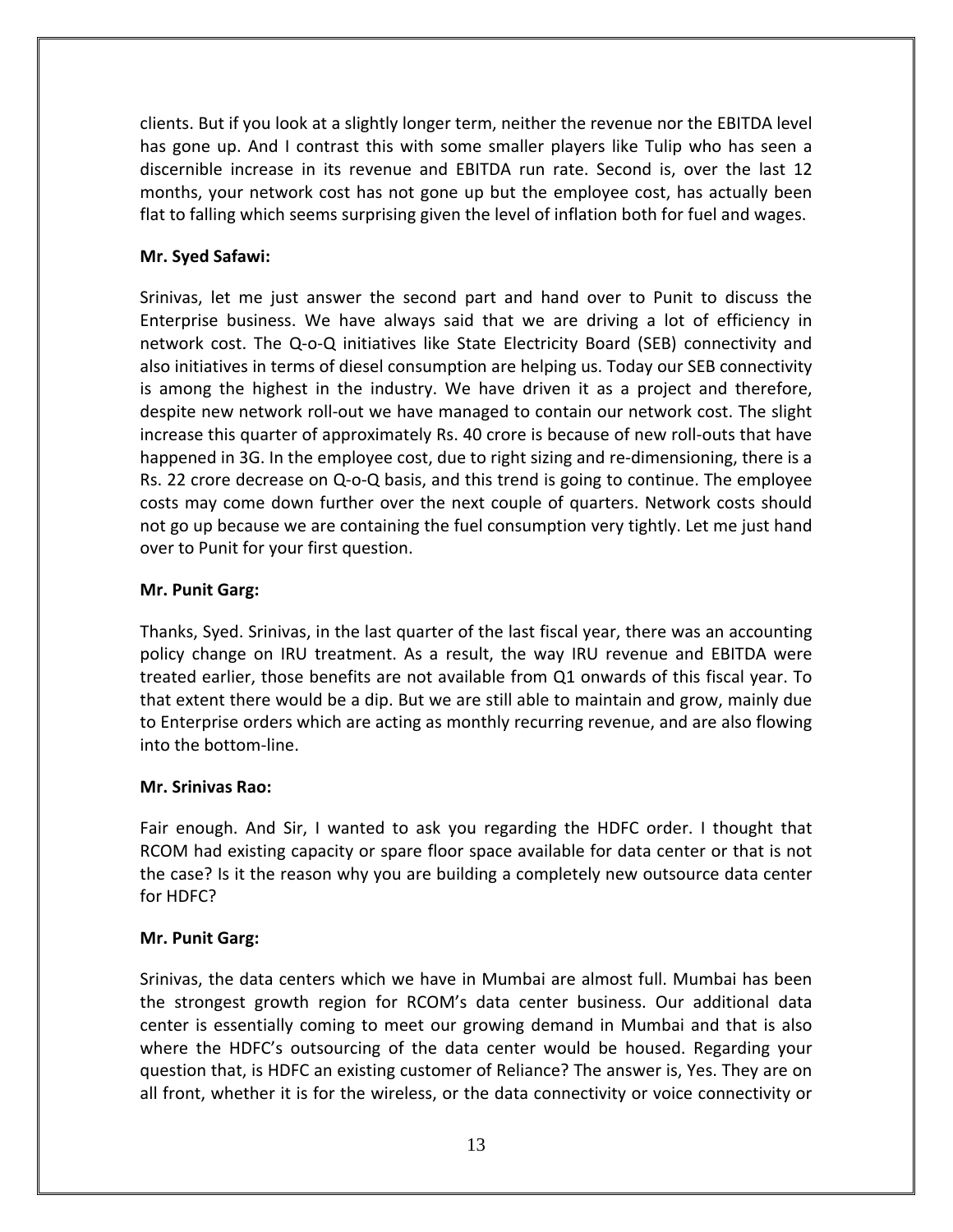clients. But if you look at a slightly longer term, neither the revenue nor the EBITDA level has gone up. And I contrast this with some smaller players like Tulip who has seen a discernible increase in its revenue and EBITDA run rate. Second is, over the last 12 months, your network cost has not gone up but the employee cost, has actually been flat to falling which seems surprising given the level of inflation both for fuel and wages.

**Mr. Syed Safawi:**

Srinivas, let me just answer the second part and hand over to Punit to discuss the Enterprise business. We have always said that we are driving a lot of efficiency in network cost. The Q-o-Q initiatives like State Electricity Board (SEB) connectivity and also initiatives in terms of diesel consumption are helping us. Today our SEB connectivity is among the highest in the industry. We have driven it as a project and therefore, despite new network roll-out we have managed to contain our network cost. The slight increase this quarter of approximately Rs. 40 crore is because of new roll-outs that have happened in 3G. In the employee cost, due to right sizing and re-dimensioning, there is a Rs. 22 crore decrease on Q-o-Q basis, and this trend is going to continue. The employee costs may come down further over the next couple of quarters. Network costs should not go up because we are containing the fuel consumption very tightly. Let me just hand over to Punit for your first question.

**Mr. Punit Garg:**

Thanks, Syed. Srinivas, in the last quarter of the last fiscal year, there was an accounting policy change on IRU treatment. As a result, the way IRU revenue and EBITDA were treated earlier, those benefits are not available from Q1 onwards of this fiscal year. To that extent there would be a dip. But we are still able to maintain and grow, mainly due to Enterprise orders which are acting as monthly recurring revenue, and are also flowing into the bottom-line.

**Mr. Srinivas Rao:**

Fair enough. And Sir, I wanted to ask you regarding the HDFC order. I thought that RCOM had existing capacity or spare floor space available for data center or that is not the case? Is it the reason why you are building a completely new outsource data center for HDFC?

**Mr. Punit Garg:**

Srinivas, the data centers which we have in Mumbai are almost full. Mumbai has been the strongest growth region for RCOM's data center business. Our additional data center is essentially coming to meet our growing demand in Mumbai and that is also where the HDFC's outsourcing of the data center would be housed. Regarding your question that, is HDFC an existing customer of Reliance? The answer is, Yes. They are on all front, whether it is for the wireless, or the data connectivity or voice connectivity or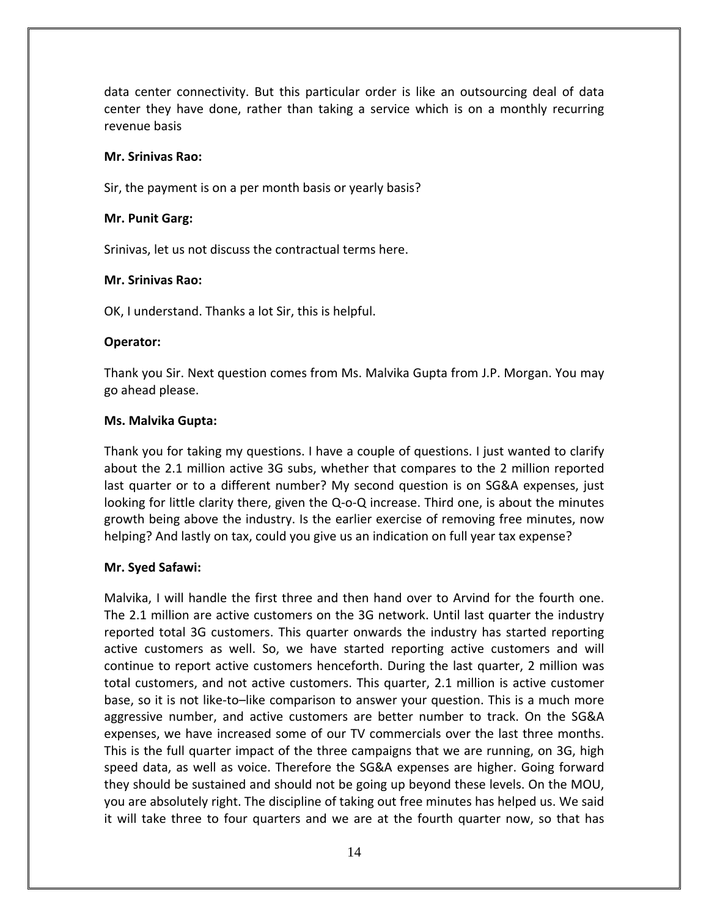data center connectivity. But this particular order is like an outsourcing deal of data center they have done, rather than taking a service which is on a monthly recurring revenue basis

**Mr. Srinivas Rao:**

Sir, the payment is on a per month basis or yearly basis?

**Mr. Punit Garg:**

Srinivas, let us not discuss the contractual terms here.

**Mr. Srinivas Rao:**

OK, I understand. Thanks a lot Sir, this is helpful.

**Operator:**

Thank you Sir. Next question comes from Ms. Malvika Gupta from J.P. Morgan. You may go ahead please.

**Ms. Malvika Gupta:**

Thank you for taking my questions. I have a couple of questions. I just wanted to clarify about the 2.1 million active 3G subs, whether that compares to the 2 million reported last quarter or to a different number? My second question is on SG&A expenses, just looking for little clarity there, given the Q-o-Q increase. Third one, is about the minutes growth being above the industry. Is the earlier exercise of removing free minutes, now helping? And lastly on tax, could you give us an indication on full year tax expense?

**Mr. Syed Safawi:**

Malvika, I will handle the first three and then hand over to Arvind for the fourth one. The 2.1 million are active customers on the 3G network. Until last quarter the industry reported total 3G customers. This quarter onwards the industry has started reporting active customers as well. So, we have started reporting active customers and will continue to report active customers henceforth. During the last quarter, 2 million was total customers, and not active customers. This quarter, 2.1 million is active customer base, so it is not like-to–like comparison to answer your question. This is a much more aggressive number, and active customers are better number to track. On the SG&A expenses, we have increased some of our TV commercials over the last three months. This is the full quarter impact of the three campaigns that we are running, on 3G, high speed data, as well as voice. Therefore the SG&A expenses are higher. Going forward they should be sustained and should not be going up beyond these levels. On the MOU, you are absolutely right. The discipline of taking out free minutes has helped us. We said it will take three to four quarters and we are at the fourth quarter now, so that has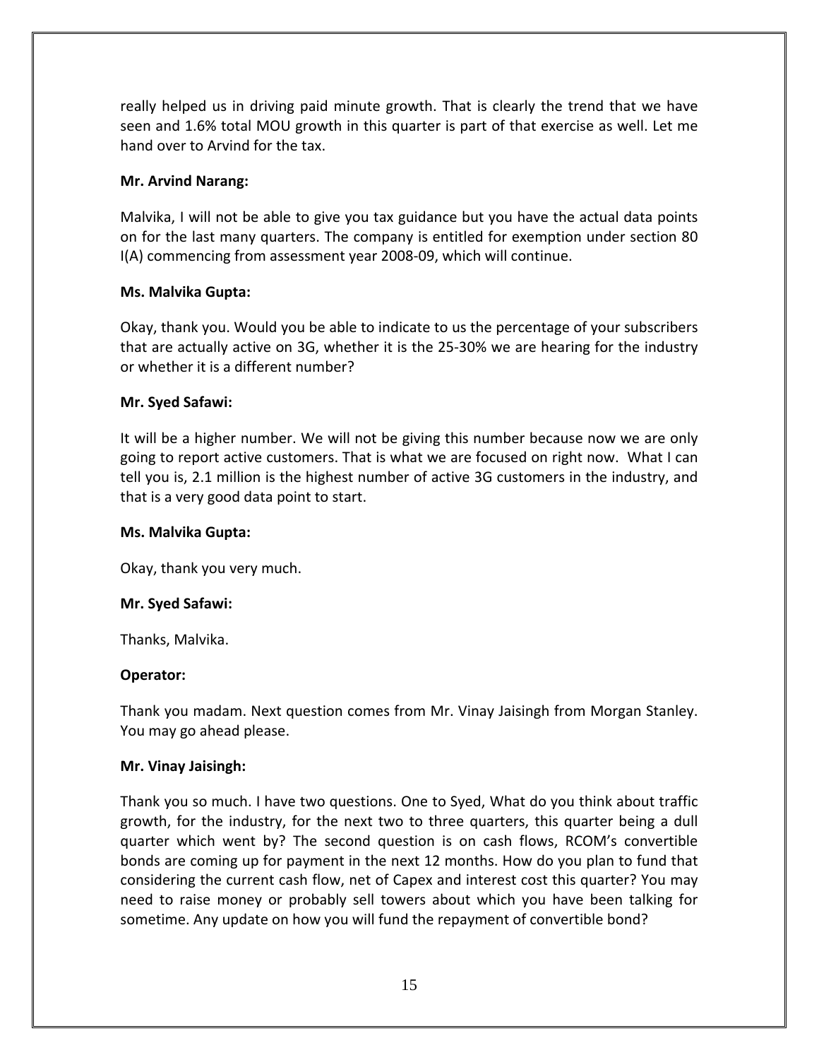really helped us in driving paid minute growth. That is clearly the trend that we have seen and 1.6% total MOU growth in this quarter is part of that exercise as well. Let me hand over to Arvind for the tax.

**Mr. Arvind Narang:**

Malvika, I will not be able to give you tax guidance but you have the actual data points on for the last many quarters. The company is entitled for exemption under section 80 I(A) commencing from assessment year 2008-09, which will continue.

**Ms. Malvika Gupta:**

Okay, thank you. Would you be able to indicate to us the percentage of your subscribers that are actually active on 3G, whether it is the 25-30% we are hearing for the industry or whether it is a different number?

**Mr. Syed Safawi:**

It will be a higher number. We will not be giving this number because now we are only going to report active customers. That is what we are focused on right now. What I can tell you is, 2.1 million is the highest number of active 3G customers in the industry, and that is a very good data point to start.

**Ms. Malvika Gupta:**

Okay, thank you very much.

**Mr. Syed Safawi:**

Thanks, Malvika.

**Operator:**

Thank you madam. Next question comes from Mr. Vinay Jaisingh from Morgan Stanley. You may go ahead please.

**Mr. Vinay Jaisingh:**

Thank you so much. I have two questions. One to Syed, What do you think about traffic growth, for the industry, for the next two to three quarters, this quarter being a dull quarter which went by? The second question is on cash flows, RCOM's convertible bonds are coming up for payment in the next 12 months. How do you plan to fund that considering the current cash flow, net of Capex and interest cost this quarter? You may need to raise money or probably sell towers about which you have been talking for sometime. Any update on how you will fund the repayment of convertible bond?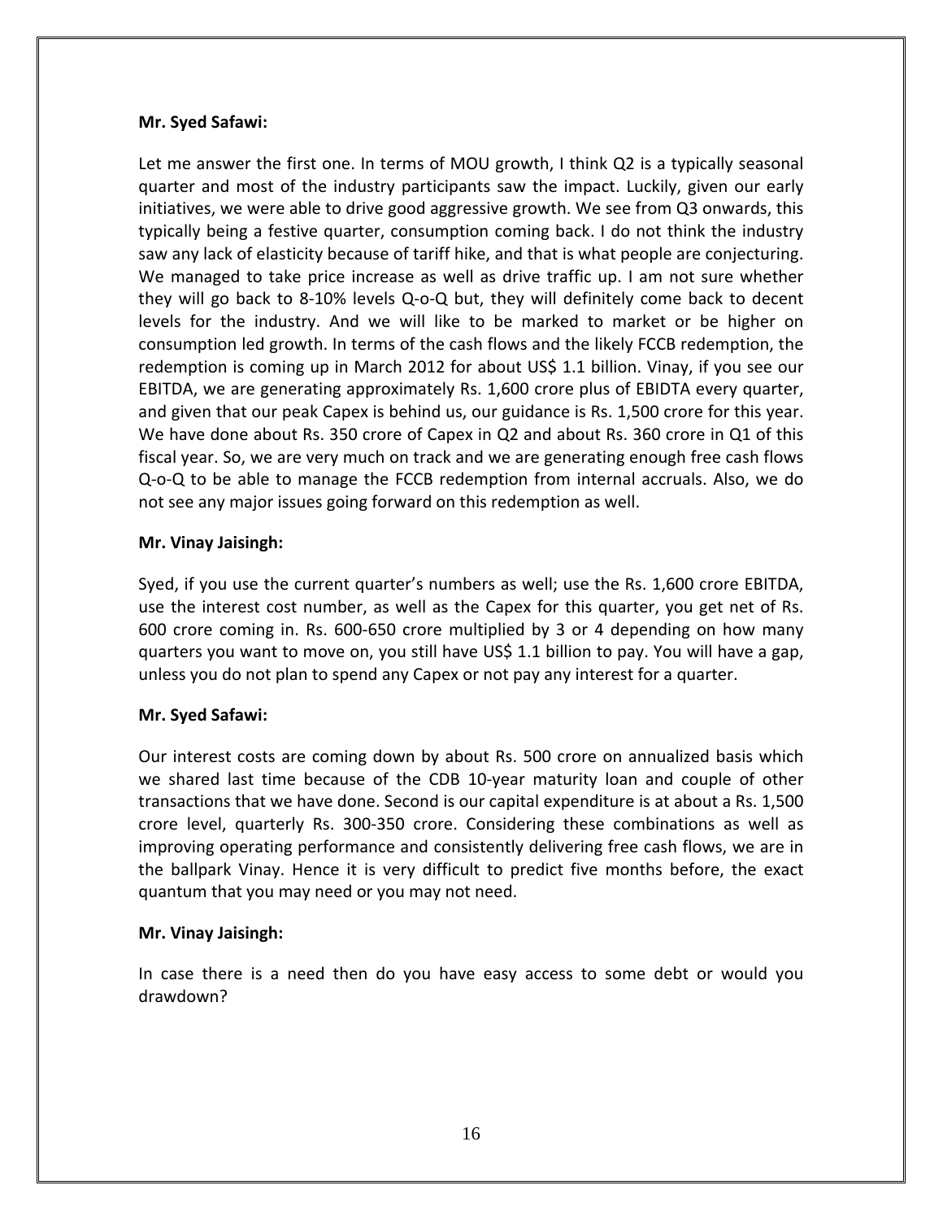**Mr. Syed Safawi:**

Let me answer the first one. In terms of MOU growth, I think Q2 is a typically seasonal quarter and most of the industry participants saw the impact. Luckily, given our early initiatives, we were able to drive good aggressive growth. We see from Q3 onwards, this typically being a festive quarter, consumption coming back. I do not think the industry saw any lack of elasticity because of tariff hike, and that is what people are conjecturing. We managed to take price increase as well as drive traffic up. I am not sure whether they will go back to 8-10% levels Q-o-Q but, they will definitely come back to decent levels for the industry. And we will like to be marked to market or be higher on consumption led growth. In terms of the cash flows and the likely FCCB redemption, the redemption is coming up in March 2012 for about US$ 1.1 billion. Vinay, if you see our EBITDA, we are generating approximately Rs. 1,600 crore plus of EBIDTA every quarter, and given that our peak Capex is behind us, our guidance is Rs. 1,500 crore for this year. We have done about Rs. 350 crore of Capex in Q2 and about Rs. 360 crore in Q1 of this fiscal year. So, we are very much on track and we are generating enough free cash flows Q-o-Q to be able to manage the FCCB redemption from internal accruals. Also, we do not see any major issues going forward on this redemption as well.

**Mr. Vinay Jaisingh:**

Syed, if you use the current quarter's numbers as well; use the Rs. 1,600 crore EBITDA, use the interest cost number, as well as the Capex for this quarter, you get net of Rs. 600 crore coming in. Rs. 600-650 crore multiplied by 3 or 4 depending on how many quarters you want to move on, you still have US$ 1.1 billion to pay. You will have a gap, unless you do not plan to spend any Capex or not pay any interest for a quarter.

**Mr. Syed Safawi:**

Our interest costs are coming down by about Rs. 500 crore on annualized basis which we shared last time because of the CDB 10-year maturity loan and couple of other transactions that we have done. Second is our capital expenditure is at about a Rs. 1,500 crore level, quarterly Rs. 300-350 crore. Considering these combinations as well as improving operating performance and consistently delivering free cash flows, we are in the ballpark Vinay. Hence it is very difficult to predict five months before, the exact quantum that you may need or you may not need.

**Mr. Vinay Jaisingh:**

In case there is a need then do you have easy access to some debt or would you drawdown?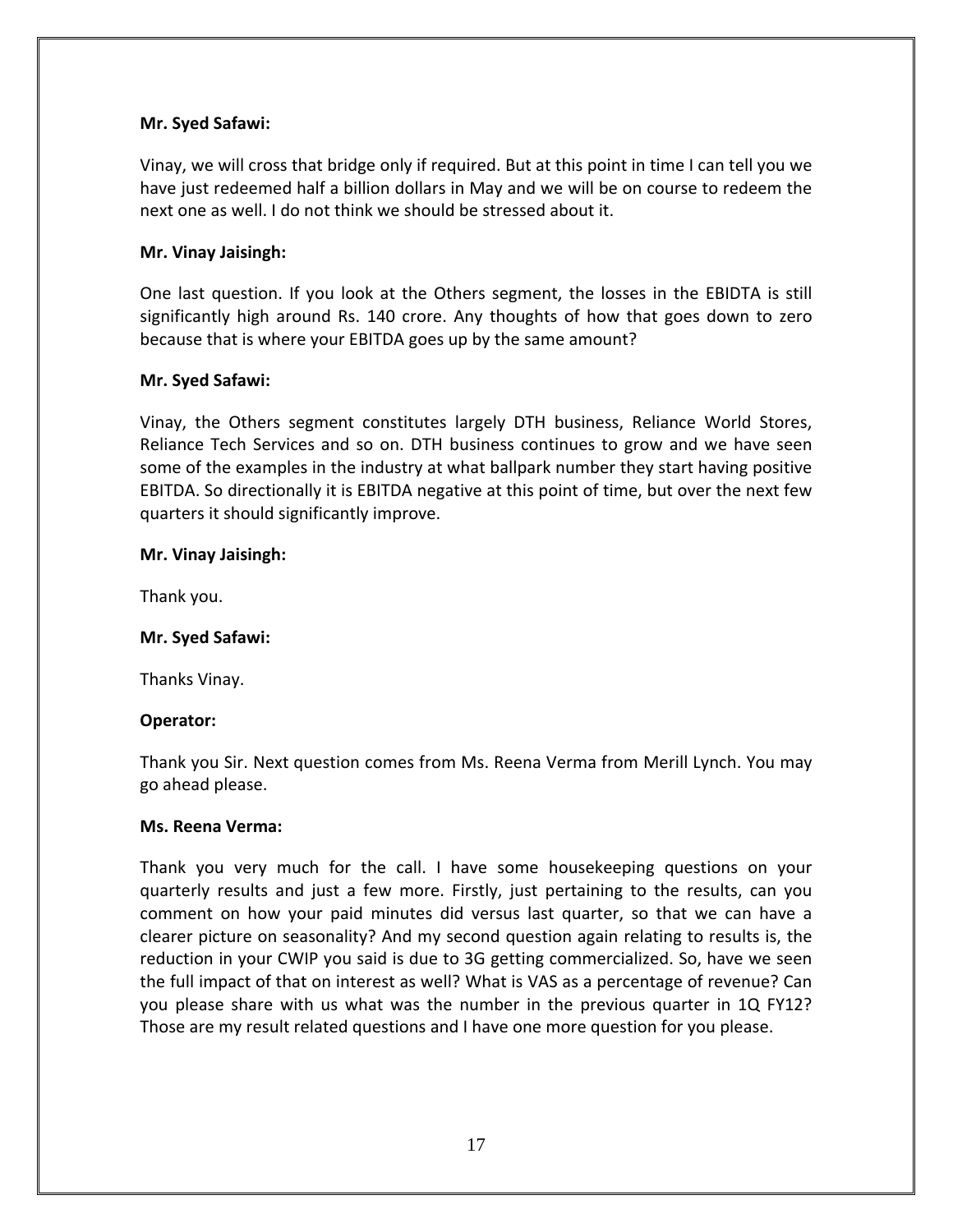**Mr. Syed Safawi:**

Vinay, we will cross that bridge only if required. But at this point in time I can tell you we have just redeemed half a billion dollars in May and we will be on course to redeem the next one as well. I do not think we should be stressed about it.

**Mr. Vinay Jaisingh:**

One last question. If you look at the Others segment, the losses in the EBIDTA is still significantly high around Rs. 140 crore. Any thoughts of how that goes down to zero because that is where your EBITDA goes up by the same amount?

**Mr. Syed Safawi:**

Vinay, the Others segment constitutes largely DTH business, Reliance World Stores, Reliance Tech Services and so on. DTH business continues to grow and we have seen some of the examples in the industry at what ballpark number they start having positive EBITDA. So directionally it is EBITDA negative at this point of time, but over the next few quarters it should significantly improve.

**Mr. Vinay Jaisingh:**

Thank you.

**Mr. Syed Safawi:**

Thanks Vinay.

**Operator:**

Thank you Sir. Next question comes from Ms. Reena Verma from Merill Lynch. You may go ahead please.

**Ms. Reena Verma:**

Thank you very much for the call. I have some housekeeping questions on your quarterly results and just a few more. Firstly, just pertaining to the results, can you comment on how your paid minutes did versus last quarter, so that we can have a clearer picture on seasonality? And my second question again relating to results is, the reduction in your CWIP you said is due to 3G getting commercialized. So, have we seen the full impact of that on interest as well? What is VAS as a percentage of revenue? Can you please share with us what was the number in the previous quarter in 1Q FY12? Those are my result related questions and I have one more question for you please.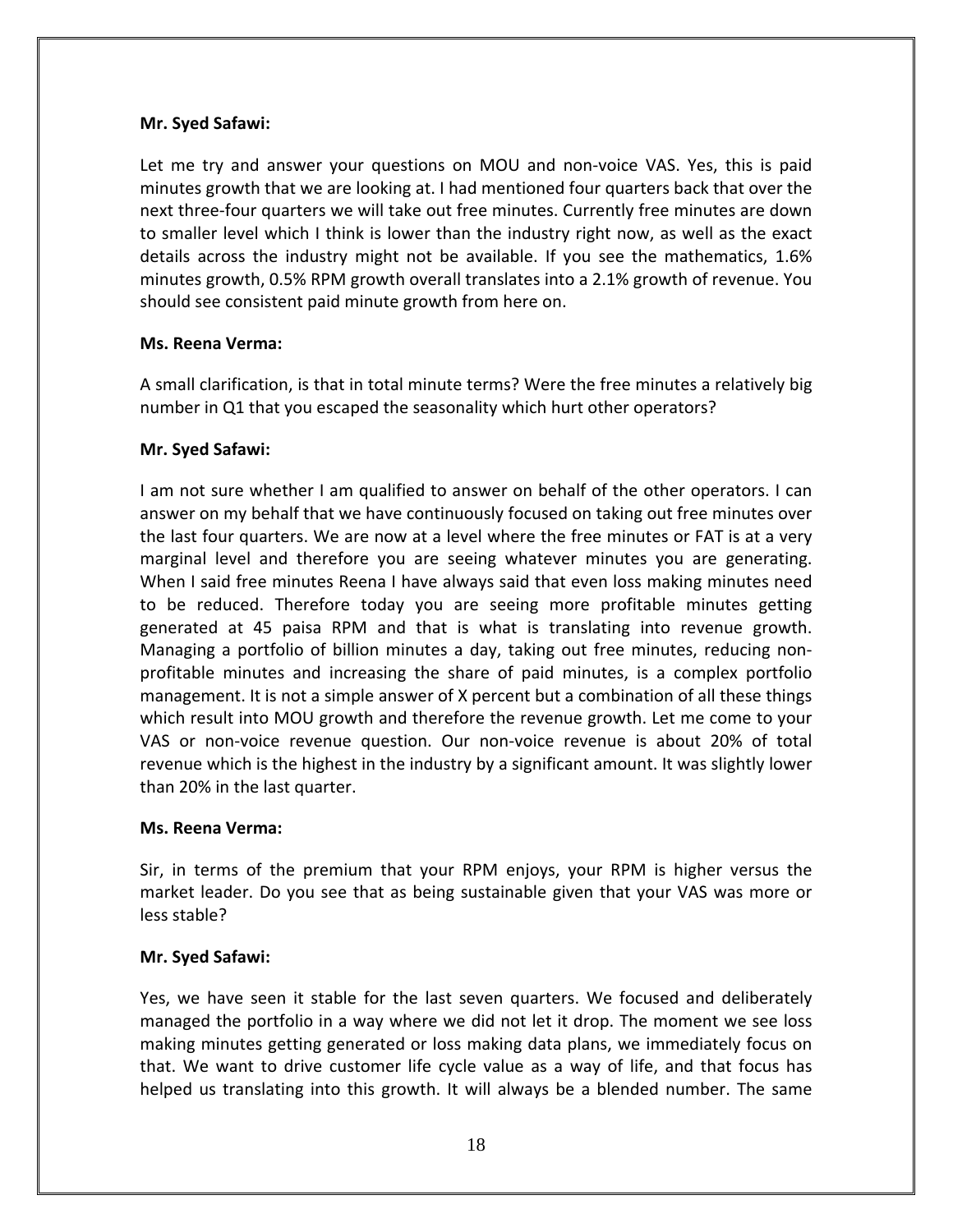**Mr. Syed Safawi:**

Let me try and answer your questions on MOU and non-voice VAS. Yes, this is paid minutes growth that we are looking at. I had mentioned four quarters back that over the next three-four quarters we will take out free minutes. Currently free minutes are down to smaller level which I think is lower than the industry right now, as well as the exact details across the industry might not be available. If you see the mathematics, 1.6% minutes growth, 0.5% RPM growth overall translates into a 2.1% growth of revenue. You should see consistent paid minute growth from here on.

**Ms. Reena Verma:**

A small clarification, is that in total minute terms? Were the free minutes a relatively big number in Q1 that you escaped the seasonality which hurt other operators?

**Mr. Syed Safawi:**

I am not sure whether I am qualified to answer on behalf of the other operators. I can answer on my behalf that we have continuously focused on taking out free minutes over the last four quarters. We are now at a level where the free minutes or FAT is at a very marginal level and therefore you are seeing whatever minutes you are generating. When I said free minutes Reena I have always said that even loss making minutes need to be reduced. Therefore today you are seeing more profitable minutes getting generated at 45 paisa RPM and that is what is translating into revenue growth. Managing a portfolio of billion minutes a day, taking out free minutes, reducing non-profitable minutes and increasing the share of paid minutes, is a complex portfolio management. It is not a simple answer of X percent but a combination of all these things which result into MOU growth and therefore the revenue growth. Let me come to your VAS or non-voice revenue question. Our non-voice revenue is about 20% of total revenue which is the highest in the industry by a significant amount. It was slightly lower than 20% in the last quarter.

**Ms. Reena Verma:**

Sir, in terms of the premium that your RPM enjoys, your RPM is higher versus the market leader. Do you see that as being sustainable given that your VAS was more or less stable?

**Mr. Syed Safawi:**

Yes, we have seen it stable for the last seven quarters. We focused and deliberately managed the portfolio in a way where we did not let it drop. The moment we see loss making minutes getting generated or loss making data plans, we immediately focus on that. We want to drive customer life cycle value as a way of life, and that focus has helped us translating into this growth. It will always be a blended number. The same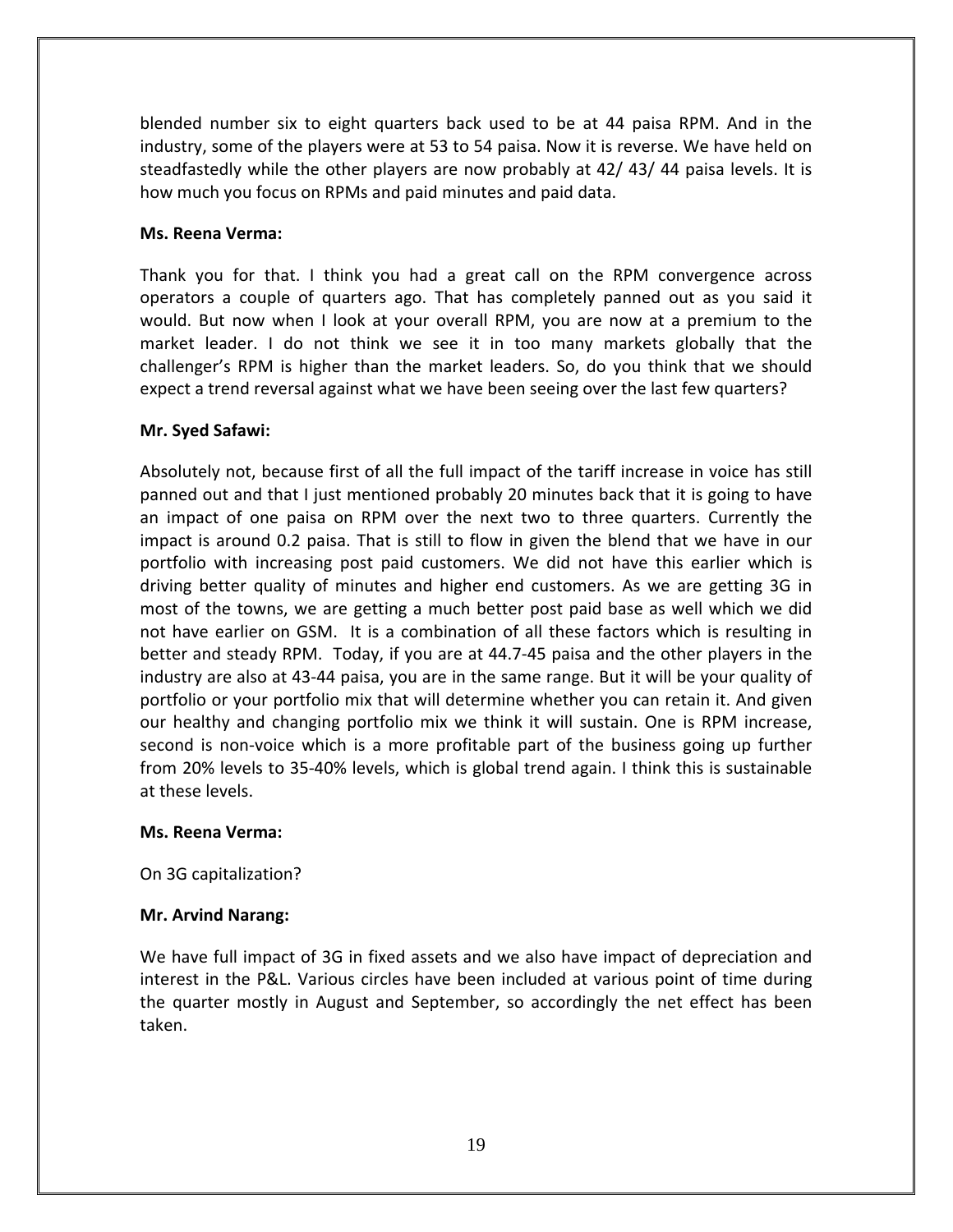blended number six to eight quarters back used to be at 44 paisa RPM. And in the industry, some of the players were at 53 to 54 paisa. Now it is reverse. We have held on steadfastedly while the other players are now probably at 42/ 43/ 44 paisa levels. It is how much you focus on RPMs and paid minutes and paid data.

**Ms. Reena Verma:**

Thank you for that. I think you had a great call on the RPM convergence across operators a couple of quarters ago. That has completely panned out as you said it would. But now when I look at your overall RPM, you are now at a premium to the market leader. I do not think we see it in too many markets globally that the challenger's RPM is higher than the market leaders. So, do you think that we should expect a trend reversal against what we have been seeing over the last few quarters?

**Mr. Syed Safawi:**

Absolutely not, because first of all the full impact of the tariff increase in voice has still panned out and that I just mentioned probably 20 minutes back that it is going to have an impact of one paisa on RPM over the next two to three quarters. Currently the impact is around 0.2 paisa. That is still to flow in given the blend that we have in our portfolio with increasing post paid customers. We did not have this earlier which is driving better quality of minutes and higher end customers. As we are getting 3G in most of the towns, we are getting a much better post paid base as well which we did not have earlier on GSM. It is a combination of all these factors which is resulting in better and steady RPM. Today, if you are at 44.7-45 paisa and the other players in the industry are also at 43-44 paisa, you are in the same range. But it will be your quality of portfolio or your portfolio mix that will determine whether you can retain it. And given our healthy and changing portfolio mix we think it will sustain. One is RPM increase, second is non-voice which is a more profitable part of the business going up further from 20% levels to 35-40% levels, which is global trend again. I think this is sustainable at these levels.

**Ms. Reena Verma:**

On 3G capitalization?

**Mr. Arvind Narang:**

We have full impact of 3G in fixed assets and we also have impact of depreciation and interest in the P&L. Various circles have been included at various point of time during the quarter mostly in August and September, so accordingly the net effect has been taken.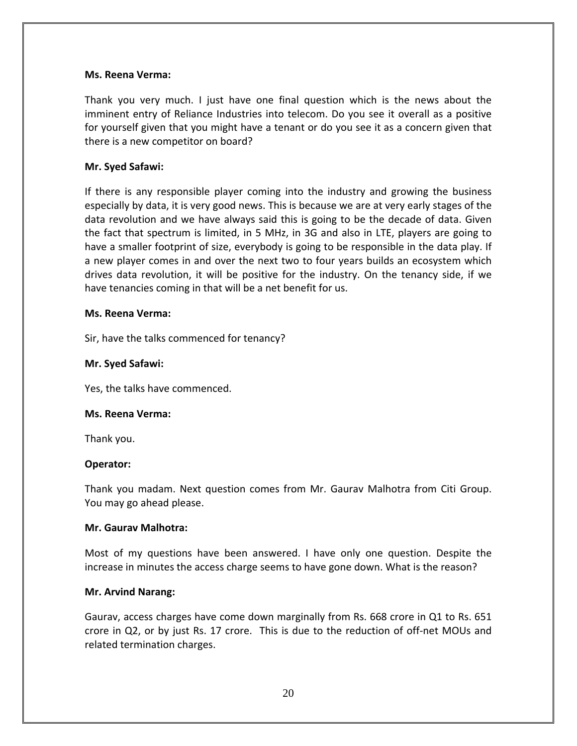**Ms. Reena Verma:**

Thank you very much. I just have one final question which is the news about the imminent entry of Reliance Industries into telecom. Do you see it overall as a positive for yourself given that you might have a tenant or do you see it as a concern given that there is a new competitor on board?

**Mr. Syed Safawi:**

If there is any responsible player coming into the industry and growing the business especially by data, it is very good news. This is because we are at very early stages of the data revolution and we have always said this is going to be the decade of data. Given the fact that spectrum is limited, in 5 MHz, in 3G and also in LTE, players are going to have a smaller footprint of size, everybody is going to be responsible in the data play. If a new player comes in and over the next two to four years builds an ecosystem which drives data revolution, it will be positive for the industry. On the tenancy side, if we have tenancies coming in that will be a net benefit for us.

**Ms. Reena Verma:**

Sir, have the talks commenced for tenancy?

**Mr. Syed Safawi:**

Yes, the talks have commenced.

**Ms. Reena Verma:**

Thank you.

**Operator:**

Thank you madam. Next question comes from Mr. Gaurav Malhotra from Citi Group. You may go ahead please.

**Mr. Gaurav Malhotra:**

Most of my questions have been answered. I have only one question. Despite the increase in minutes the access charge seems to have gone down. What is the reason?

**Mr. Arvind Narang:**

Gaurav, access charges have come down marginally from Rs. 668 crore in Q1 to Rs. 651 crore in Q2, or by just Rs. 17 crore. This is due to the reduction of off-net MOUs and related termination charges.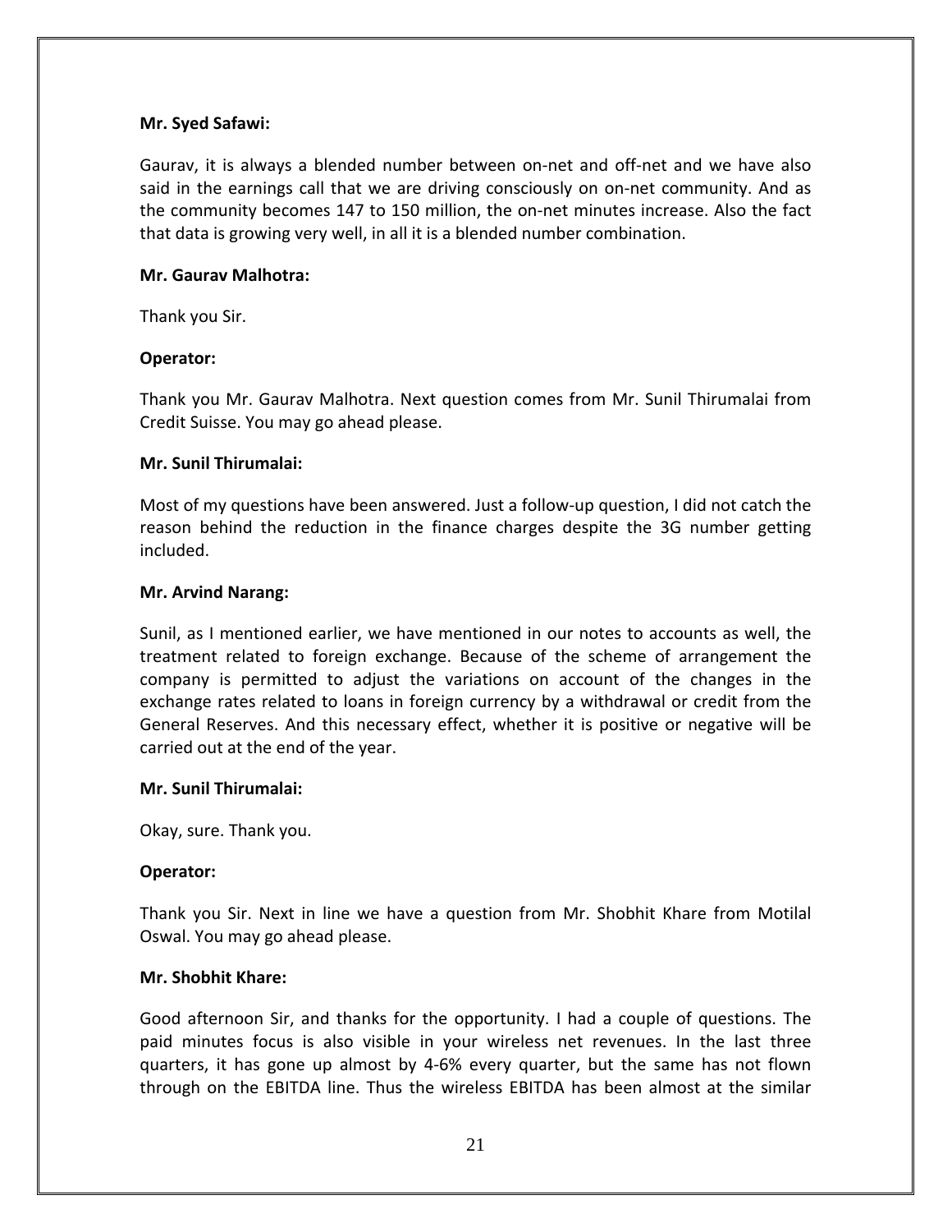**Mr. Syed Safawi:**

Gaurav, it is always a blended number between on-net and off-net and we have also said in the earnings call that we are driving consciously on on-net community. And as the community becomes 147 to 150 million, the on-net minutes increase. Also the fact that data is growing very well, in all it is a blended number combination.

**Mr. Gaurav Malhotra:**

Thank you Sir.

**Operator:**

Thank you Mr. Gaurav Malhotra. Next question comes from Mr. Sunil Thirumalai from Credit Suisse. You may go ahead please.

**Mr. Sunil Thirumalai:**

Most of my questions have been answered. Just a follow-up question, I did not catch the reason behind the reduction in the finance charges despite the 3G number getting included.

**Mr. Arvind Narang:**

Sunil, as I mentioned earlier, we have mentioned in our notes to accounts as well, the treatment related to foreign exchange. Because of the scheme of arrangement the company is permitted to adjust the variations on account of the changes in the exchange rates related to loans in foreign currency by a withdrawal or credit from the General Reserves. And this necessary effect, whether it is positive or negative will be carried out at the end of the year.

**Mr. Sunil Thirumalai:**

Okay, sure. Thank you.

**Operator:**

Thank you Sir. Next in line we have a question from Mr. Shobhit Khare from Motilal Oswal. You may go ahead please.

**Mr. Shobhit Khare:**

Good afternoon Sir, and thanks for the opportunity. I had a couple of questions. The paid minutes focus is also visible in your wireless net revenues. In the last three quarters, it has gone up almost by 4-6% every quarter, but the same has not flown through on the EBITDA line. Thus the wireless EBITDA has been almost at the similar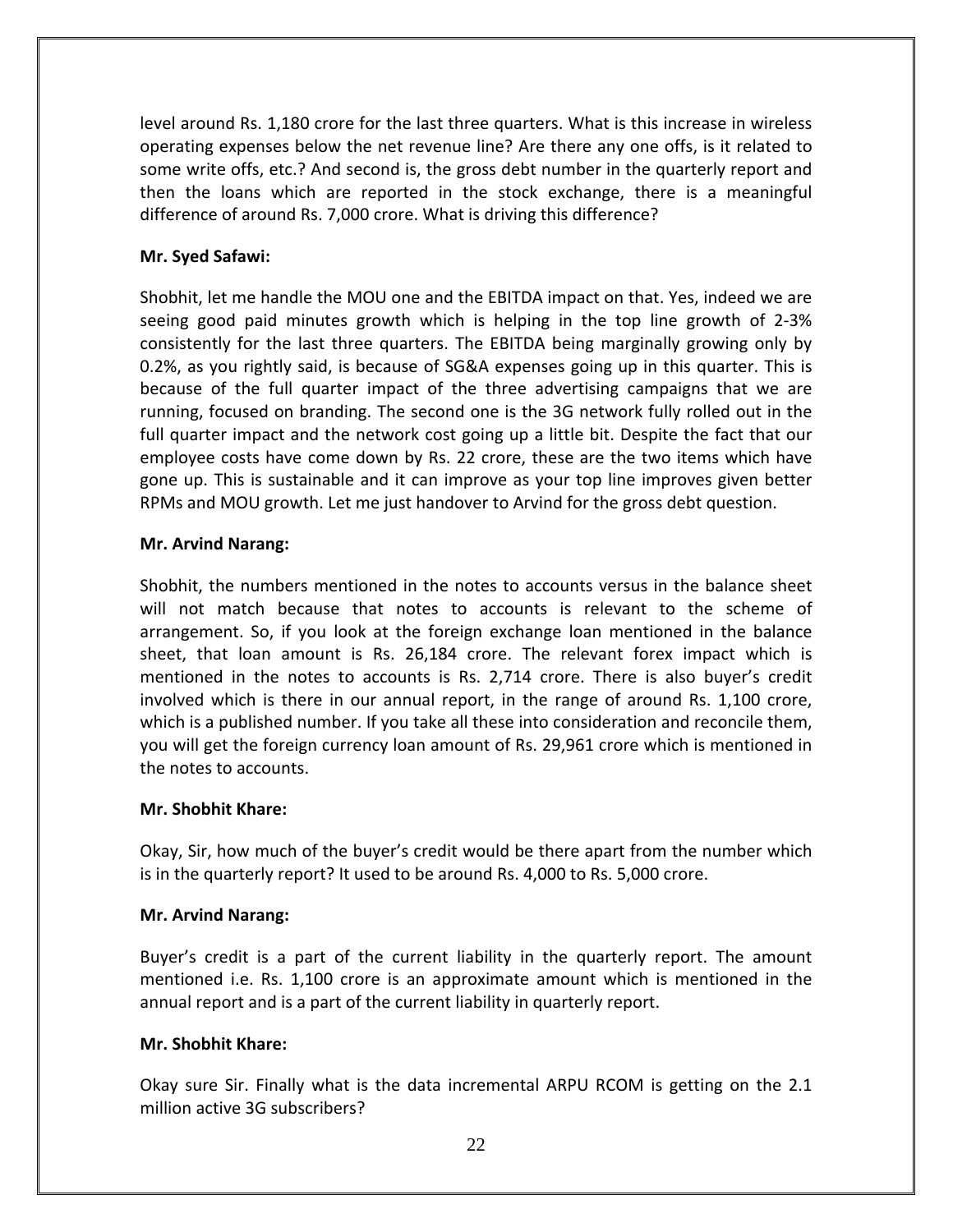level around Rs. 1,180 crore for the last three quarters. What is this increase in wireless operating expenses below the net revenue line? Are there any one offs, is it related to some write offs, etc.? And second is, the gross debt number in the quarterly report and then the loans which are reported in the stock exchange, there is a meaningful difference of around Rs. 7,000 crore. What is driving this difference?

**Mr. Syed Safawi:**

Shobhit, let me handle the MOU one and the EBITDA impact on that. Yes, indeed we are seeing good paid minutes growth which is helping in the top line growth of 2-3% consistently for the last three quarters. The EBITDA being marginally growing only by 0.2%, as you rightly said, is because of SG&A expenses going up in this quarter. This is because of the full quarter impact of the three advertising campaigns that we are running, focused on branding. The second one is the 3G network fully rolled out in the full quarter impact and the network cost going up a little bit. Despite the fact that our employee costs have come down by Rs. 22 crore, these are the two items which have gone up. This is sustainable and it can improve as your top line improves given better RPMs and MOU growth. Let me just handover to Arvind for the gross debt question.

**Mr. Arvind Narang:**

Shobhit, the numbers mentioned in the notes to accounts versus in the balance sheet will not match because that notes to accounts is relevant to the scheme of arrangement. So, if you look at the foreign exchange loan mentioned in the balance sheet, that loan amount is Rs. 26,184 crore. The relevant forex impact which is mentioned in the notes to accounts is Rs. 2,714 crore. There is also buyer's credit involved which is there in our annual report, in the range of around Rs. 1,100 crore, which is a published number. If you take all these into consideration and reconcile them, you will get the foreign currency loan amount of Rs. 29,961 crore which is mentioned in the notes to accounts.

**Mr. Shobhit Khare:**

Okay, Sir, how much of the buyer's credit would be there apart from the number which is in the quarterly report? It used to be around Rs. 4,000 to Rs. 5,000 crore.

**Mr. Arvind Narang:**

Buyer's credit is a part of the current liability in the quarterly report. The amount mentioned i.e. Rs. 1,100 crore is an approximate amount which is mentioned in the annual report and is a part of the current liability in quarterly report.

**Mr. Shobhit Khare:**

Okay sure Sir. Finally what is the data incremental ARPU RCOM is getting on the 2.1 million active 3G subscribers?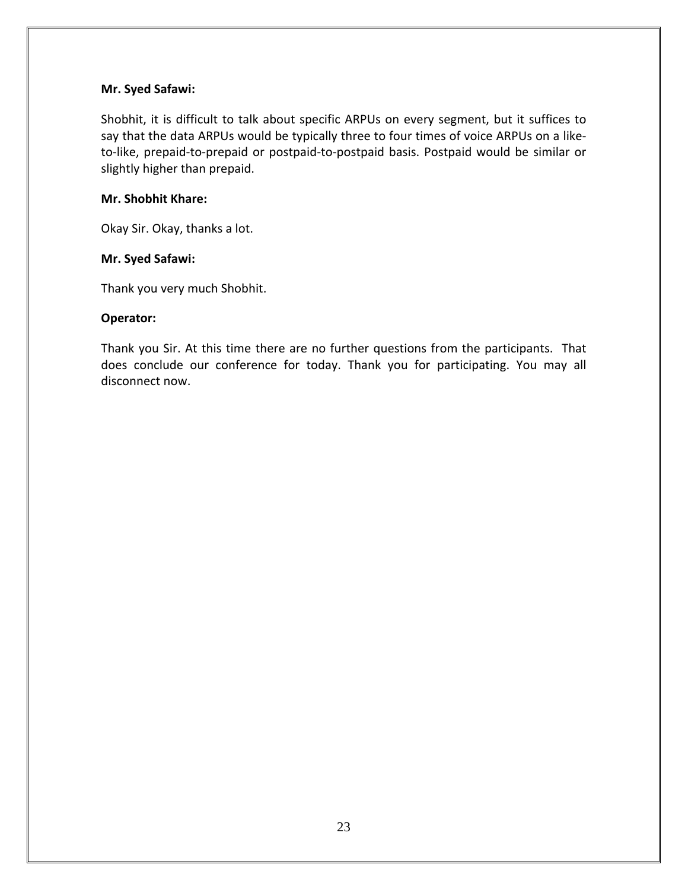**Mr. Syed Safawi:**

Shobhit, it is difficult to talk about specific ARPUs on every segment, but it suffices to say that the data ARPUs would be typically three to four times of voice ARPUs on a like-to-like, prepaid-to-prepaid or postpaid-to-postpaid basis. Postpaid would be similar or slightly higher than prepaid.

**Mr. Shobhit Khare:**

Okay Sir. Okay, thanks a lot.

**Mr. Syed Safawi:**

Thank you very much Shobhit.

**Operator:**

Thank you Sir. At this time there are no further questions from the participants. That does conclude our conference for today. Thank you for participating. You may all disconnect now.